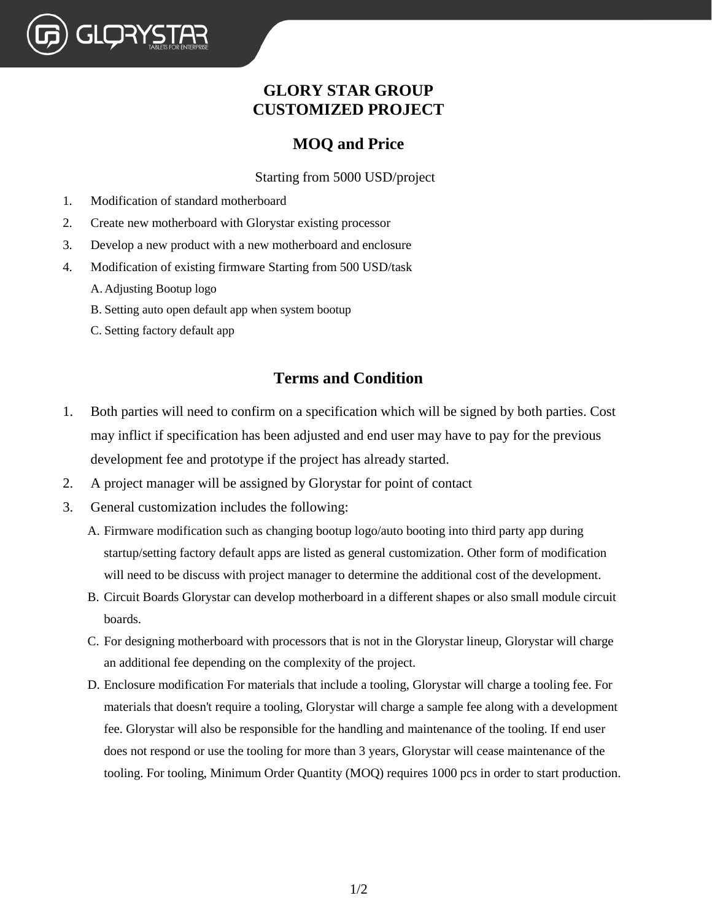# GLORY STAR GROUP
# CUSTOMIZED PROJECT

## MOQ and Price

Starting from 5000 USD/project

1. Modification of standard motherboard
2. Create new motherboard with Glorystar existing processor
3. Develop a new product with a new motherboard and enclosure
4. Modification of existing firmware Starting from 500 USD/task
   - A. Adjusting Bootup logo
   - B. Setting auto open default app when system bootup
   - C. Setting factory default app

## Terms and Condition

1. Both parties will need to confirm on a specification which will be signed by both parties. Cost may inflict if specification has been adjusted and end user may have to pay for the previous development fee and prototype if the project has already started.
2. A project manager will be assigned by Glorystar for point of contact
3. General customization includes the following:
   - A. Firmware modification such as changing bootup logo/auto booting into third party app during startup/setting factory default apps are listed as general customization. Other form of modification will need to be discuss with project manager to determine the additional cost of the development.
   - B. Circuit Boards Glorystar can develop motherboard in a different shapes or also small module circuit boards.
   - C. For designing motherboard with processors that is not in the Glorystar lineup, Glorystar will charge an additional fee depending on the complexity of the project.
   - D. Enclosure modification For materials that include a tooling, Glorystar will charge a tooling fee. For materials that doesn't require a tooling, Glorystar will charge a sample fee along with a development fee. Glorystar will also be responsible for the handling and maintenance of the tooling. If end user does not respond or use the tooling for more than 3 years, Glorystar will cease maintenance of the tooling. For tooling, Minimum Order Quantity (MOQ) requires 1000 pcs in order to start production.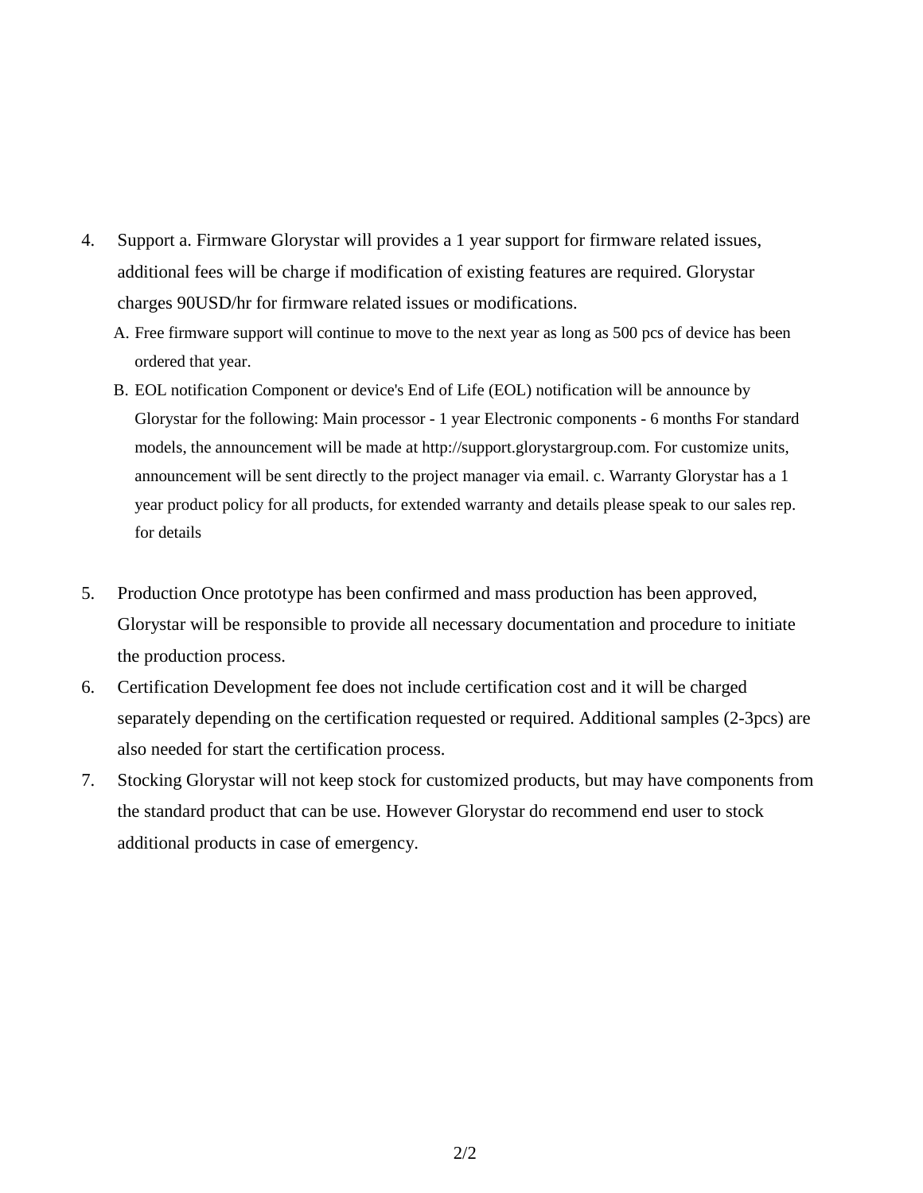4. Support a. Firmware Glorystar will provides a 1 year support for firmware related issues, additional fees will be charge if modification of existing features are required. Glorystar charges 90USD/hr for firmware related issues or modifications.

   A. Free firmware support will continue to move to the next year as long as 500 pcs of device has been ordered that year.

   B. EOL notification Component or device's End of Life (EOL) notification will be announce by Glorystar for the following: Main processor - 1 year Electronic components - 6 months For standard models, the announcement will be made at http://support.glorystargroup.com. For customize units, announcement will be sent directly to the project manager via email. c. Warranty Glorystar has a 1 year product policy for all products, for extended warranty and details please speak to our sales rep. for details

5. Production Once prototype has been confirmed and mass production has been approved, Glorystar will be responsible to provide all necessary documentation and procedure to initiate the production process.

6. Certification Development fee does not include certification cost and it will be charged separately depending on the certification requested or required. Additional samples (2-3pcs) are also needed for start the certification process.

7. Stocking Glorystar will not keep stock for customized products, but may have components from the standard product that can be use. However Glorystar do recommend end user to stock additional products in case of emergency.